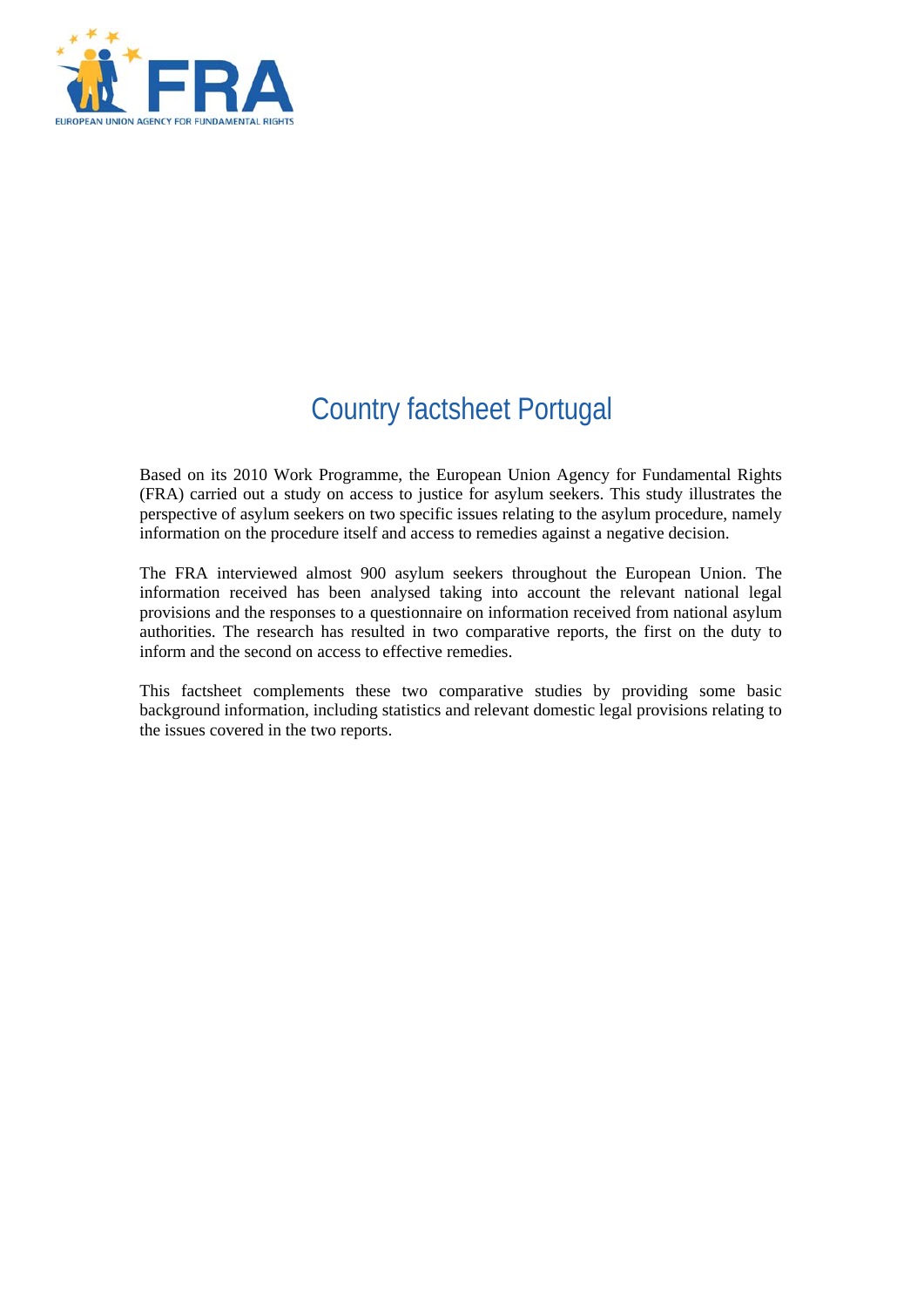# Country factsheet Portugal

Based on its 2010 Work Programme, the European Union Agency for Fundamental Rights (FRA) carried out a study on access to justice for asylum seekers. This study illustrates the perspective of asylum seekers on two specific issues relating to the asylum procedure, namely information on the procedure itself and access to remedies against a negative decision.

The FRA interviewed almost 900 asylum seekers throughout the European Union. The information received has been analysed taking into account the relevant national legal provisions and the responses to a questionnaire on information received from national asylum authorities. The research has resulted in two comparative reports, the first on the duty to inform and the second on access to effective remedies.

This factsheet complements these two comparative studies by providing some basic background information, including statistics and relevant domestic legal provisions relating to the issues covered in the two reports.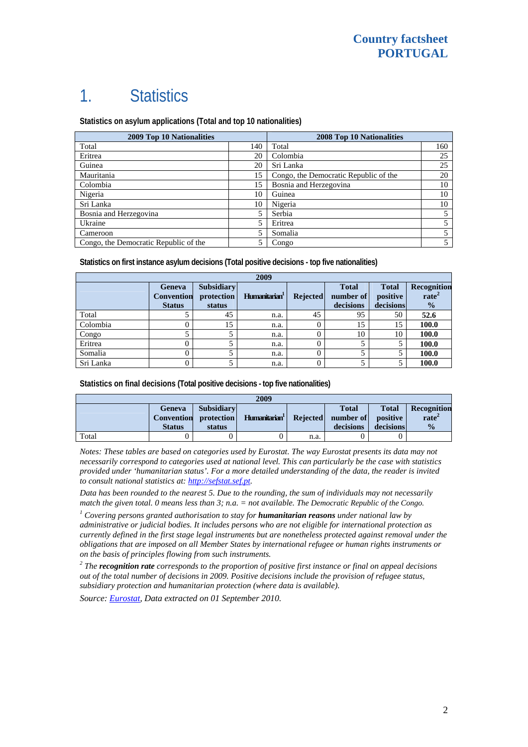# 1. Statistics

**Statistics on asylum applications (Total and top 10 nationalities)**

| 2009 Top 10 Nationalities | | 2008 Top 10 Nationalities | |
|---|---|---|---|
| Total | 140 | Total | 160 |
| Eritrea | 20 | Colombia | 25 |
| Guinea | 20 | Sri Lanka | 25 |
| Mauritania | 15 | Congo, the Democratic Republic of the | 20 |
| Colombia | 15 | Bosnia and Herzegovina | 10 |
| Nigeria | 10 | Guinea | 10 |
| Sri Lanka | 10 | Nigeria | 10 |
| Bosnia and Herzegovina | 5 | Serbia | 5 |
| Ukraine | 5 | Eritrea | 5 |
| Cameroon | 5 | Somalia | 5 |
| Congo, the Democratic Republic of the | 5 | Congo | 5 |

**Statistics on first instance asylum decisions (Total positive decisions - top five nationalities)**

| 2009 | | | | | | | |
|---|---|---|---|---|---|---|---|
| | Geneva Convention Status | Subsidiary protection status | Humanitarian[1] | Rejected | Total number of decisions | Total positive decisions | Recognition rate[2] % |
| Total | 5 | 45 | n.a. | 45 | 95 | 50 | **52.6** |
| Colombia | 0 | 15 | n.a. | 0 | 15 | 15 | **100.0** |
| Congo | 5 | 5 | n.a. | 0 | 10 | 10 | **100.0** |
| Eritrea | 0 | 5 | n.a. | 0 | 5 | 5 | **100.0** |
| Somalia | 0 | 5 | n.a. | 0 | 5 | 5 | **100.0** |
| Sri Lanka | 0 | 5 | n.a. | 0 | 5 | 5 | **100.0** |

**Statistics on final decisions (Total positive decisions - top five nationalities)**

| 2009 | | | | | | | |
|---|---|---|---|---|---|---|---|
| | Geneva Convention Status | Subsidiary protection status | Humanitarian[1] | Rejected | Total number of decisions | Total positive decisions | Recognition rate[2] % |
| Total | 0 | 0 | 0 | n.a. | 0 | 0 | |

*Notes: These tables are based on categories used by Eurostat. The way Eurostat presents its data may not necessarily correspond to categories used at national level. This can particularly be the case with statistics provided under 'humanitarian status'. For a more detailed understanding of the data, the reader is invited to consult national statistics at: http://sefstat.sef.pt.*

*Data has been rounded to the nearest 5. Due to the rounding, the sum of individuals may not necessarily match the given total. 0 means less than 3; n.a. = not available. The Democratic Republic of the Congo.*

*[1] Covering persons granted authorisation to stay for **humanitarian reasons** under national law by administrative or judicial bodies. It includes persons who are not eligible for international protection as currently defined in the first stage legal instruments but are nonetheless protected against removal under the obligations that are imposed on all Member States by international refugee or human rights instruments or on the basis of principles flowing from such instruments.*

*[2] The **recognition rate** corresponds to the proportion of positive first instance or final on appeal decisions out of the total number of decisions in 2009. Positive decisions include the provision of refugee status, subsidiary protection and humanitarian protection (where data is available).*

*Source: Eurostat, Data extracted on 01 September 2010.*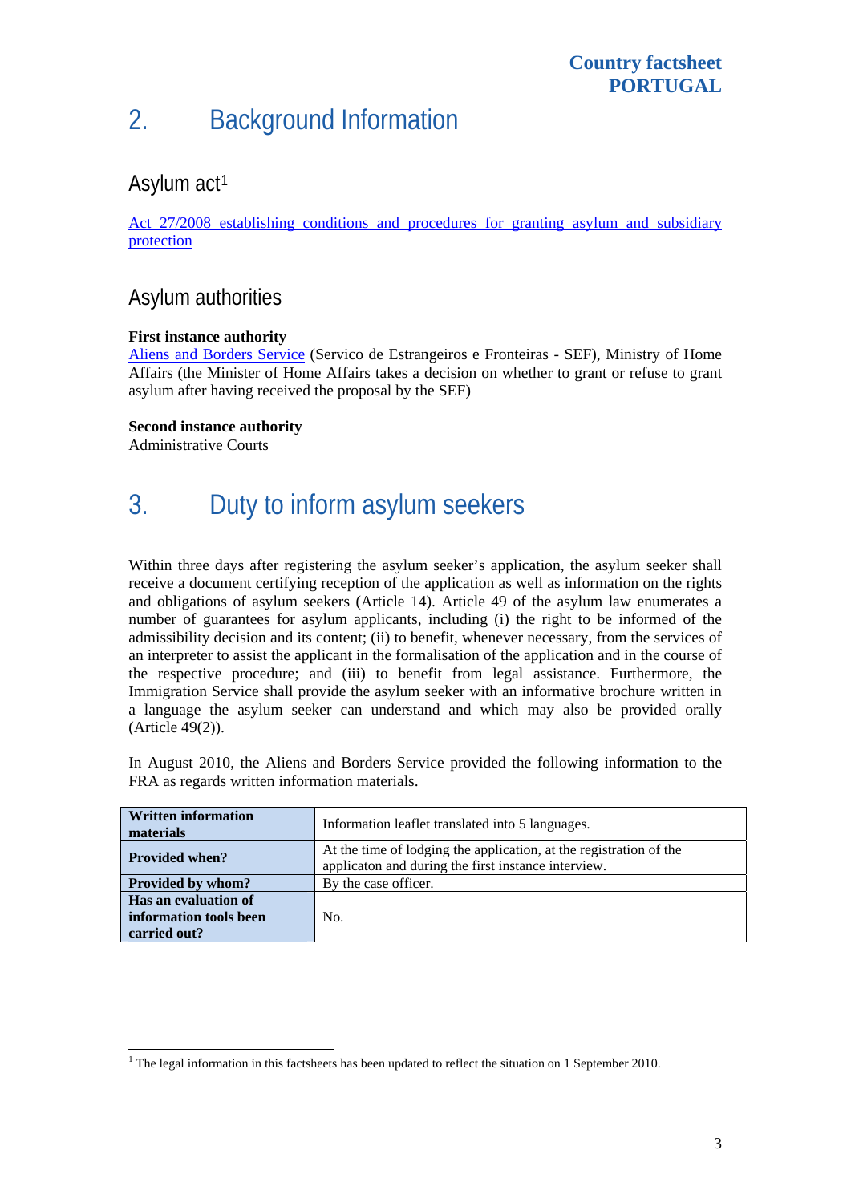# 2. Background Information

## Asylum act[1]

Act 27/2008 establishing conditions and procedures for granting asylum and subsidiary protection

## Asylum authorities

**First instance authority**
Aliens and Borders Service (Servico de Estrangeiros e Fronteiras - SEF), Ministry of Home Affairs (the Minister of Home Affairs takes a decision on whether to grant or refuse to grant asylum after having received the proposal by the SEF)

**Second instance authority**
Administrative Courts

# 3. Duty to inform asylum seekers

Within three days after registering the asylum seeker's application, the asylum seeker shall receive a document certifying reception of the application as well as information on the rights and obligations of asylum seekers (Article 14). Article 49 of the asylum law enumerates a number of guarantees for asylum applicants, including (i) the right to be informed of the admissibility decision and its content; (ii) to benefit, whenever necessary, from the services of an interpreter to assist the applicant in the formalisation of the application and in the course of the respective procedure; and (iii) to benefit from legal assistance. Furthermore, the Immigration Service shall provide the asylum seeker with an informative brochure written in a language the asylum seeker can understand and which may also be provided orally (Article 49(2)).

In August 2010, the Aliens and Borders Service provided the following information to the FRA as regards written information materials.

| **Written information materials** | Information leaflet translated into 5 languages. |
|---|---|
| **Provided when?** | At the time of lodging the application, at the registration of the applicaton and during the first instance interview. |
| **Provided by whom?** | By the case officer. |
| **Has an evaluation of information tools been carried out?** | No. |

[1] The legal information in this factsheets has been updated to reflect the situation on 1 September 2010.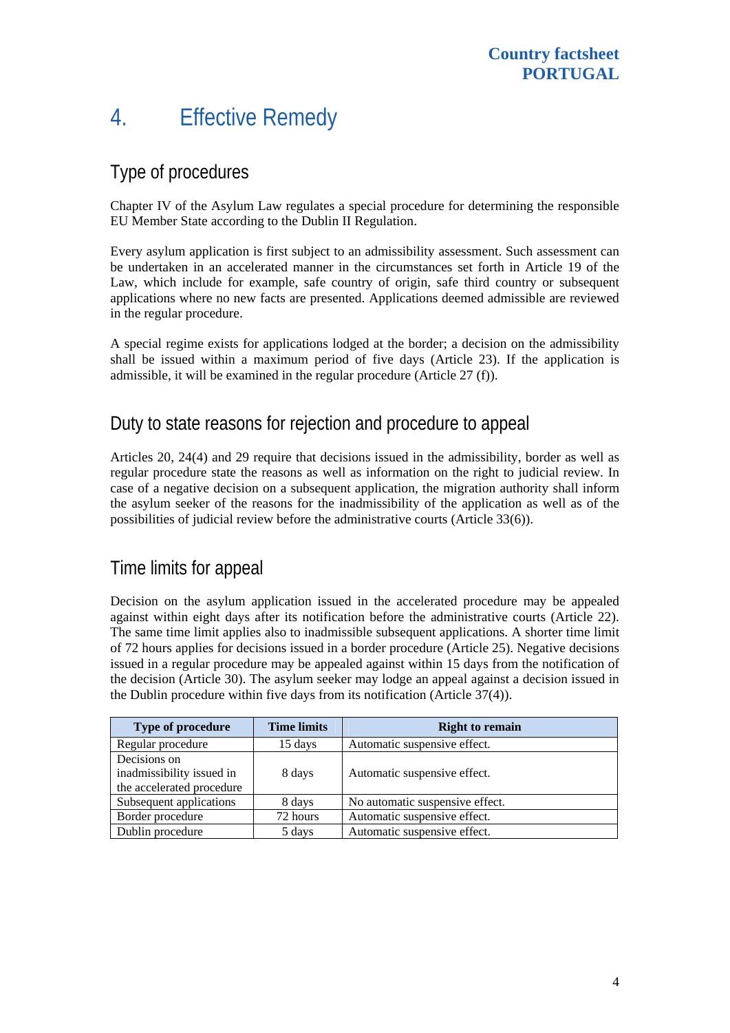# 4. Effective Remedy

## Type of procedures

Chapter IV of the Asylum Law regulates a special procedure for determining the responsible EU Member State according to the Dublin II Regulation.

Every asylum application is first subject to an admissibility assessment. Such assessment can be undertaken in an accelerated manner in the circumstances set forth in Article 19 of the Law, which include for example, safe country of origin, safe third country or subsequent applications where no new facts are presented. Applications deemed admissible are reviewed in the regular procedure.

A special regime exists for applications lodged at the border; a decision on the admissibility shall be issued within a maximum period of five days (Article 23). If the application is admissible, it will be examined in the regular procedure (Article 27 (f)).

## Duty to state reasons for rejection and procedure to appeal

Articles 20, 24(4) and 29 require that decisions issued in the admissibility, border as well as regular procedure state the reasons as well as information on the right to judicial review. In case of a negative decision on a subsequent application, the migration authority shall inform the asylum seeker of the reasons for the inadmissibility of the application as well as of the possibilities of judicial review before the administrative courts (Article 33(6)).

## Time limits for appeal

Decision on the asylum application issued in the accelerated procedure may be appealed against within eight days after its notification before the administrative courts (Article 22). The same time limit applies also to inadmissible subsequent applications. A shorter time limit of 72 hours applies for decisions issued in a border procedure (Article 25). Negative decisions issued in a regular procedure may be appealed against within 15 days from the notification of the decision (Article 30). The asylum seeker may lodge an appeal against a decision issued in the Dublin procedure within five days from its notification (Article 37(4)).

| Type of procedure | Time limits | Right to remain |
|---|---|---|
| Regular procedure | 15 days | Automatic suspensive effect. |
| Decisions on inadmissibility issued in the accelerated procedure | 8 days | Automatic suspensive effect. |
| Subsequent applications | 8 days | No automatic suspensive effect. |
| Border procedure | 72 hours | Automatic suspensive effect. |
| Dublin procedure | 5 days | Automatic suspensive effect. |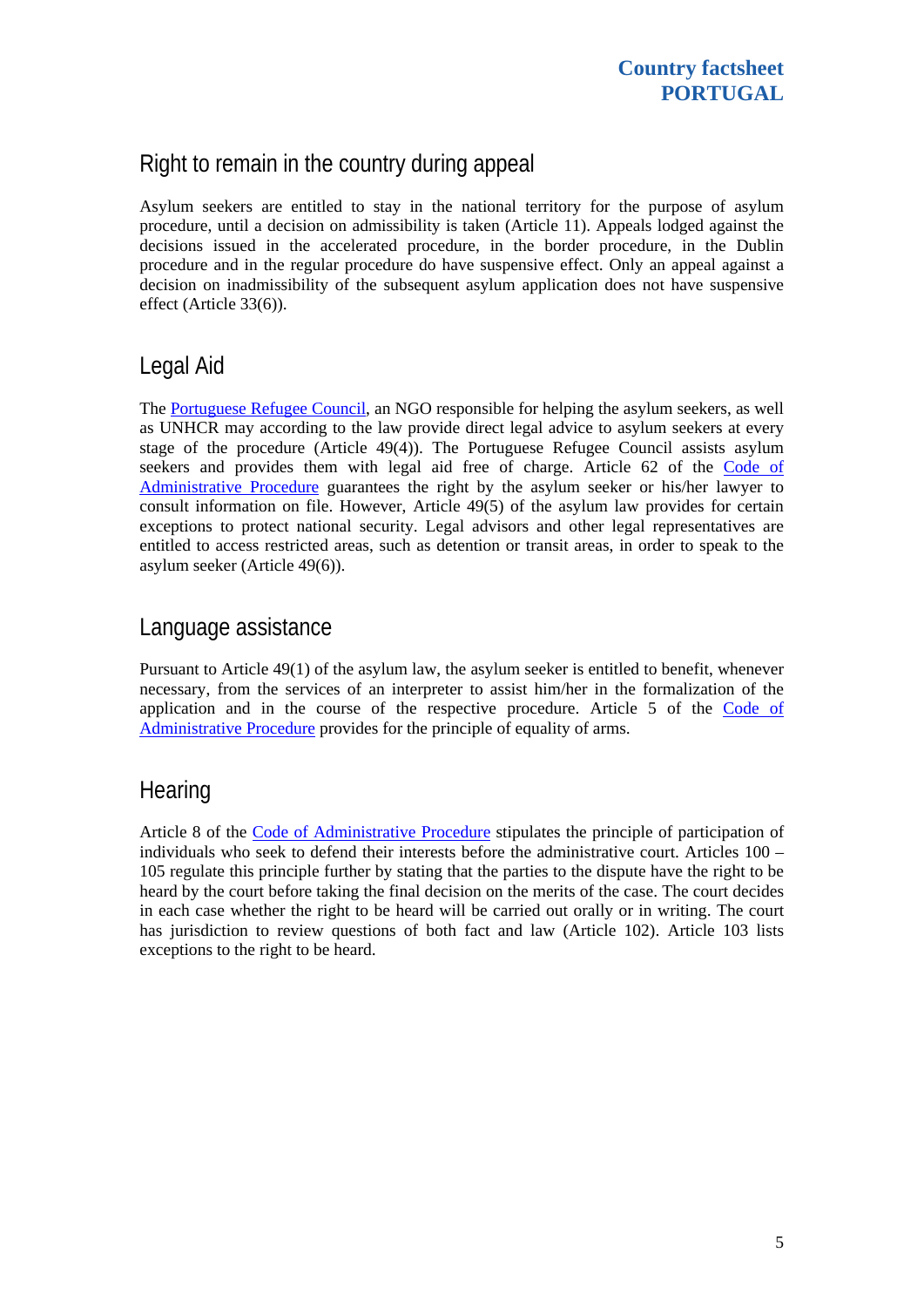## Right to remain in the country during appeal

Asylum seekers are entitled to stay in the national territory for the purpose of asylum procedure, until a decision on admissibility is taken (Article 11). Appeals lodged against the decisions issued in the accelerated procedure, in the border procedure, in the Dublin procedure and in the regular procedure do have suspensive effect. Only an appeal against a decision on inadmissibility of the subsequent asylum application does not have suspensive effect (Article 33(6)).

## Legal Aid

The Portuguese Refugee Council, an NGO responsible for helping the asylum seekers, as well as UNHCR may according to the law provide direct legal advice to asylum seekers at every stage of the procedure (Article 49(4)). The Portuguese Refugee Council assists asylum seekers and provides them with legal aid free of charge. Article 62 of the Code of Administrative Procedure guarantees the right by the asylum seeker or his/her lawyer to consult information on file. However, Article 49(5) of the asylum law provides for certain exceptions to protect national security. Legal advisors and other legal representatives are entitled to access restricted areas, such as detention or transit areas, in order to speak to the asylum seeker (Article 49(6)).

## Language assistance

Pursuant to Article 49(1) of the asylum law, the asylum seeker is entitled to benefit, whenever necessary, from the services of an interpreter to assist him/her in the formalization of the application and in the course of the respective procedure. Article 5 of the Code of Administrative Procedure provides for the principle of equality of arms.

## Hearing

Article 8 of the Code of Administrative Procedure stipulates the principle of participation of individuals who seek to defend their interests before the administrative court. Articles 100 – 105 regulate this principle further by stating that the parties to the dispute have the right to be heard by the court before taking the final decision on the merits of the case. The court decides in each case whether the right to be heard will be carried out orally or in writing. The court has jurisdiction to review questions of both fact and law (Article 102). Article 103 lists exceptions to the right to be heard.